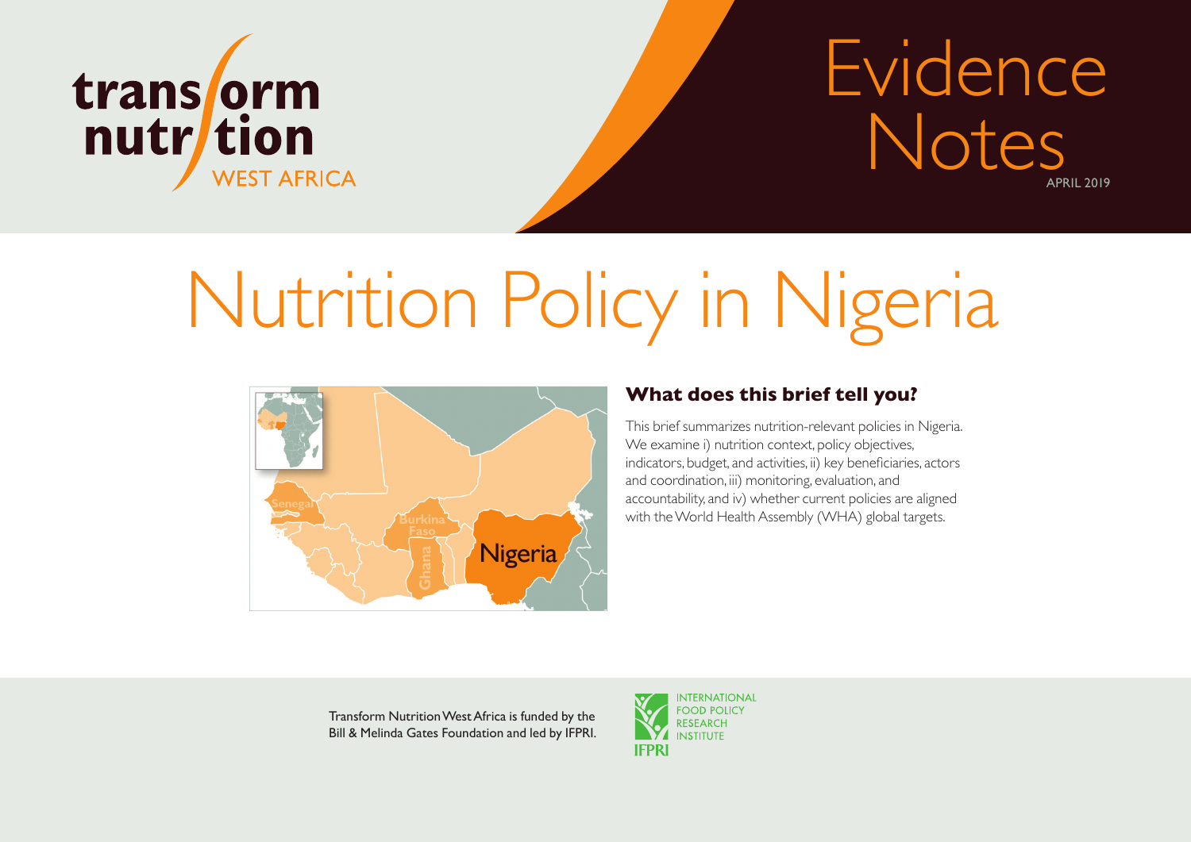transform nutrition WEST AFRICA

Evidence Notes

APRIL 2019

# Nutrition Policy in Nigeria

## What does this brief tell you?

This brief summarizes nutrition-relevant policies in Nigeria. We examine i) nutrition context, policy objectives, indicators, budget, and activities, ii) key beneficiaries, actors and coordination, iii) monitoring, evaluation, and accountability, and iv) whether current policies are aligned with the World Health Assembly (WHA) global targets.

Transform Nutrition West Africa is funded by the Bill & Melinda Gates Foundation and led by IFPRI.

INTERNATIONAL FOOD POLICY RESEARCH INSTITUTE

IFPRI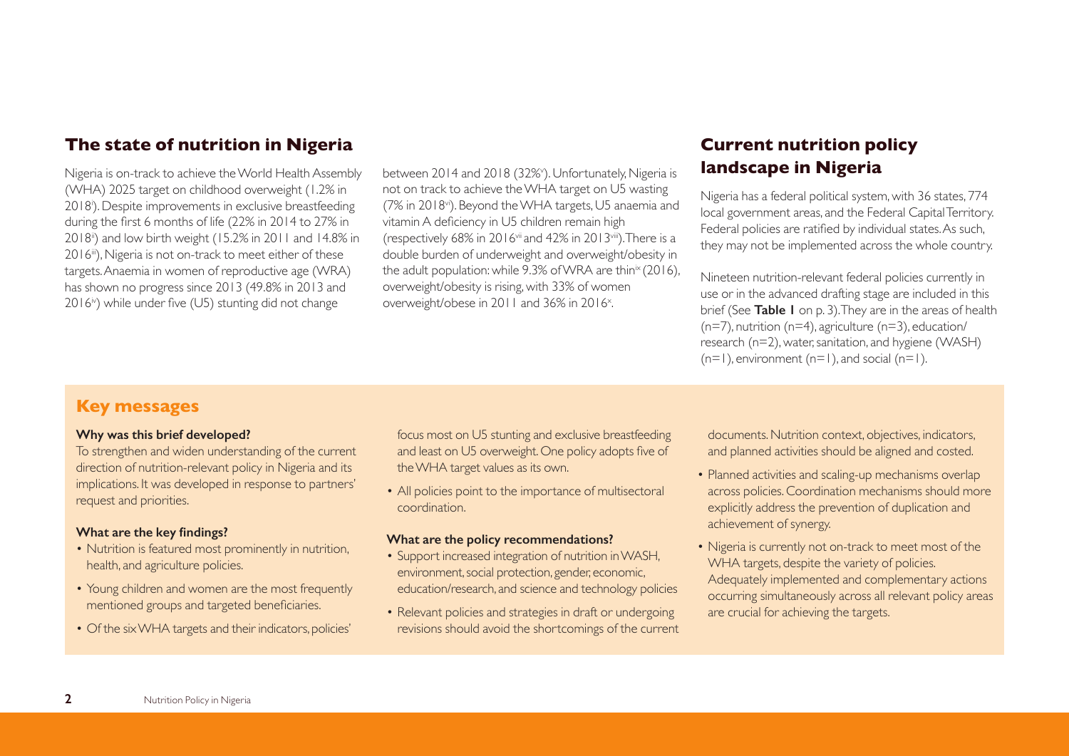## The state of nutrition in Nigeria

Nigeria is on-track to achieve the World Health Assembly (WHA) 2025 target on childhood overweight (1.2% in 2018[i]). Despite improvements in exclusive breastfeeding during the first 6 months of life (22% in 2014 to 27% in 2018[ii]) and low birth weight (15.2% in 2011 and 14.8% in 2016[iii]), Nigeria is not on-track to meet either of these targets. Anaemia in women of reproductive age (WRA) has shown no progress since 2013 (49.8% in 2013 and 2016[iv]) while under five (U5) stunting did not change between 2014 and 2018 (32%[v]). Unfortunately, Nigeria is not on track to achieve the WHA target on U5 wasting (7% in 2018[vi]). Beyond the WHA targets, U5 anaemia and vitamin A deficiency in U5 children remain high (respectively 68% in 2016[vii] and 42% in 2013[viii]). There is a double burden of underweight and overweight/obesity in the adult population: while 9.3% of WRA are thin[ix] (2016), overweight/obesity is rising, with 33% of women overweight/obese in 2011 and 36% in 2016[x].

## Current nutrition policy landscape in Nigeria

Nigeria has a federal political system, with 36 states, 774 local government areas, and the Federal Capital Territory. Federal policies are ratified by individual states. As such, they may not be implemented across the whole country.

Nineteen nutrition-relevant federal policies currently in use or in the advanced drafting stage are included in this brief (See **Table 1** on p. 3). They are in the areas of health (n=7), nutrition (n=4), agriculture (n=3), education/research (n=2), water, sanitation, and hygiene (WASH) (n=1), environment (n=1), and social (n=1).

## Key messages

**Why was this brief developed?**

To strengthen and widen understanding of the current direction of nutrition-relevant policy in Nigeria and its implications. It was developed in response to partners' request and priorities.

**What are the key findings?**

- Nutrition is featured most prominently in nutrition, health, and agriculture policies.
- Young children and women are the most frequently mentioned groups and targeted beneficiaries.
- Of the six WHA targets and their indicators, policies' focus most on U5 stunting and exclusive breastfeeding and least on U5 overweight. One policy adopts five of the WHA target values as its own.
- All policies point to the importance of multisectoral coordination.

**What are the policy recommendations?**

- Support increased integration of nutrition in WASH, environment, social protection, gender, economic, education/research, and science and technology policies
- Relevant policies and strategies in draft or undergoing revisions should avoid the shortcomings of the current documents. Nutrition context, objectives, indicators, and planned activities should be aligned and costed.
- Planned activities and scaling-up mechanisms overlap across policies. Coordination mechanisms should more explicitly address the prevention of duplication and achievement of synergy.
- Nigeria is currently not on-track to meet most of the WHA targets, despite the variety of policies. Adequately implemented and complementary actions occurring simultaneously across all relevant policy areas are crucial for achieving the targets.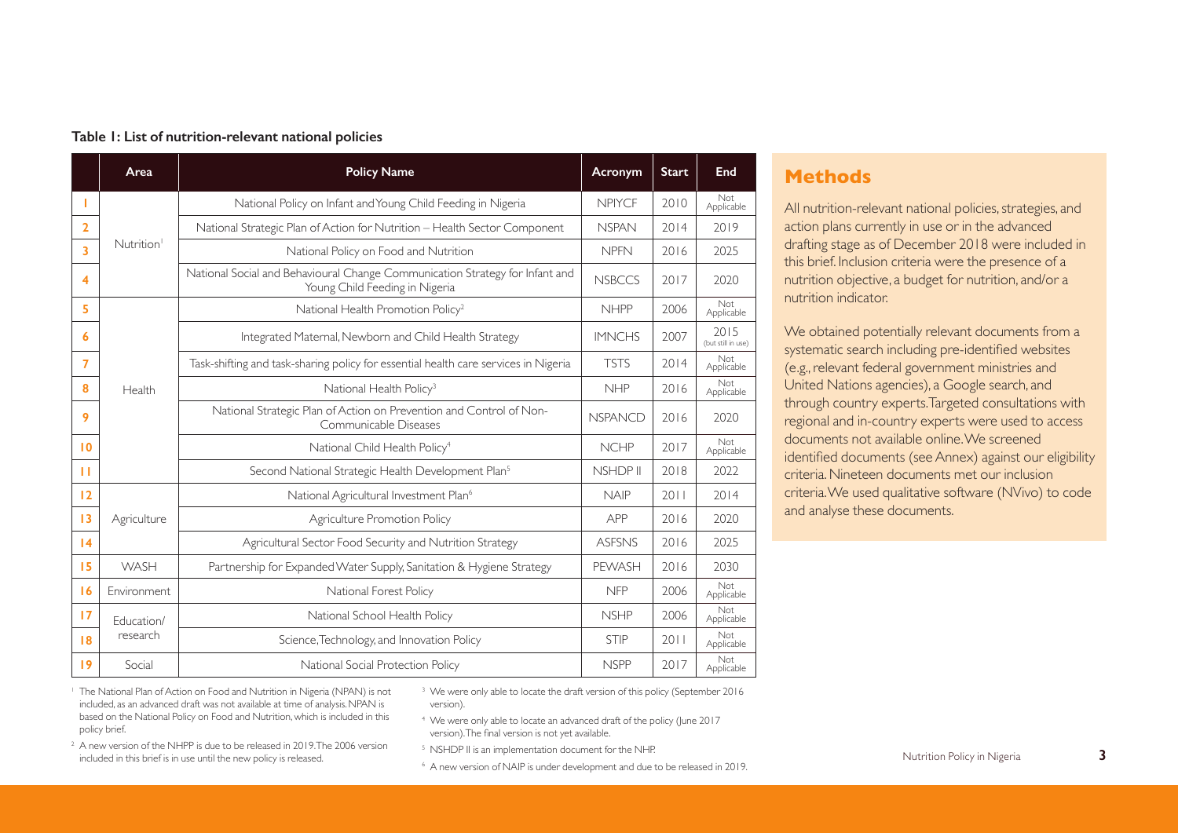**Table 1: List of nutrition-relevant national policies**

| | Area | Policy Name | Acronym | Start | End |
|---|---|---|---|---|---|
| 1 | Nutrition[1] | National Policy on Infant and Young Child Feeding in Nigeria | NPIYCF | 2010 | Not Applicable |
| 2 | | National Strategic Plan of Action for Nutrition – Health Sector Component | NSPAN | 2014 | 2019 |
| 3 | | National Policy on Food and Nutrition | NPFN | 2016 | 2025 |
| 4 | | National Social and Behavioural Change Communication Strategy for Infant and Young Child Feeding in Nigeria | NSBCCS | 2017 | 2020 |
| 5 | Health | National Health Promotion Policy[2] | NHPP | 2006 | Not Applicable |
| 6 | | Integrated Maternal, Newborn and Child Health Strategy | IMNCHS | 2007 | 2015 (but still in use) |
| 7 | | Task-shifting and task-sharing policy for essential health care services in Nigeria | TSTS | 2014 | Not Applicable |
| 8 | | National Health Policy[3] | NHP | 2016 | Not Applicable |
| 9 | | National Strategic Plan of Action on Prevention and Control of Non-Communicable Diseases | NSPANCD | 2016 | 2020 |
| 10 | | National Child Health Policy[4] | NCHP | 2017 | Not Applicable |
| 11 | | Second National Strategic Health Development Plan[5] | NSHDP II | 2018 | 2022 |
| 12 | Agriculture | National Agricultural Investment Plan[6] | NAIP | 2011 | 2014 |
| 13 | | Agriculture Promotion Policy | APP | 2016 | 2020 |
| 14 | | Agricultural Sector Food Security and Nutrition Strategy | ASFSNS | 2016 | 2025 |
| 15 | WASH | Partnership for Expanded Water Supply, Sanitation & Hygiene Strategy | PEWASH | 2016 | 2030 |
| 16 | Environment | National Forest Policy | NFP | 2006 | Not Applicable |
| 17 | Education/ research | National School Health Policy | NSHP | 2006 | Not Applicable |
| 18 | | Science, Technology, and Innovation Policy | STIP | 2011 | Not Applicable |
| 19 | Social | National Social Protection Policy | NSPP | 2017 | Not Applicable |

[1] The National Plan of Action on Food and Nutrition in Nigeria (NPAN) is not included, as an advanced draft was not available at time of analysis. NPAN is based on the National Policy on Food and Nutrition, which is included in this policy brief.

[2] A new version of the NHPP is due to be released in 2019. The 2006 version included in this brief is in use until the new policy is released.

[3] We were only able to locate the draft version of this policy (September 2016 version).

[4] We were only able to locate an advanced draft of the policy (June 2017 version). The final version is not yet available.

[5] NSHDP II is an implementation document for the NHP.

[6] A new version of NAIP is under development and due to be released in 2019.

## Methods

All nutrition-relevant national policies, strategies, and action plans currently in use or in the advanced drafting stage as of December 2018 were included in this brief. Inclusion criteria were the presence of a nutrition objective, a budget for nutrition, and/or a nutrition indicator.

We obtained potentially relevant documents from a systematic search including pre-identified websites (e.g., relevant federal government ministries and United Nations agencies), a Google search, and through country experts. Targeted consultations with regional and in-country experts were used to access documents not available online. We screened identified documents (see Annex) against our eligibility criteria. Nineteen documents met our inclusion criteria. We used qualitative software (NVivo) to code and analyse these documents.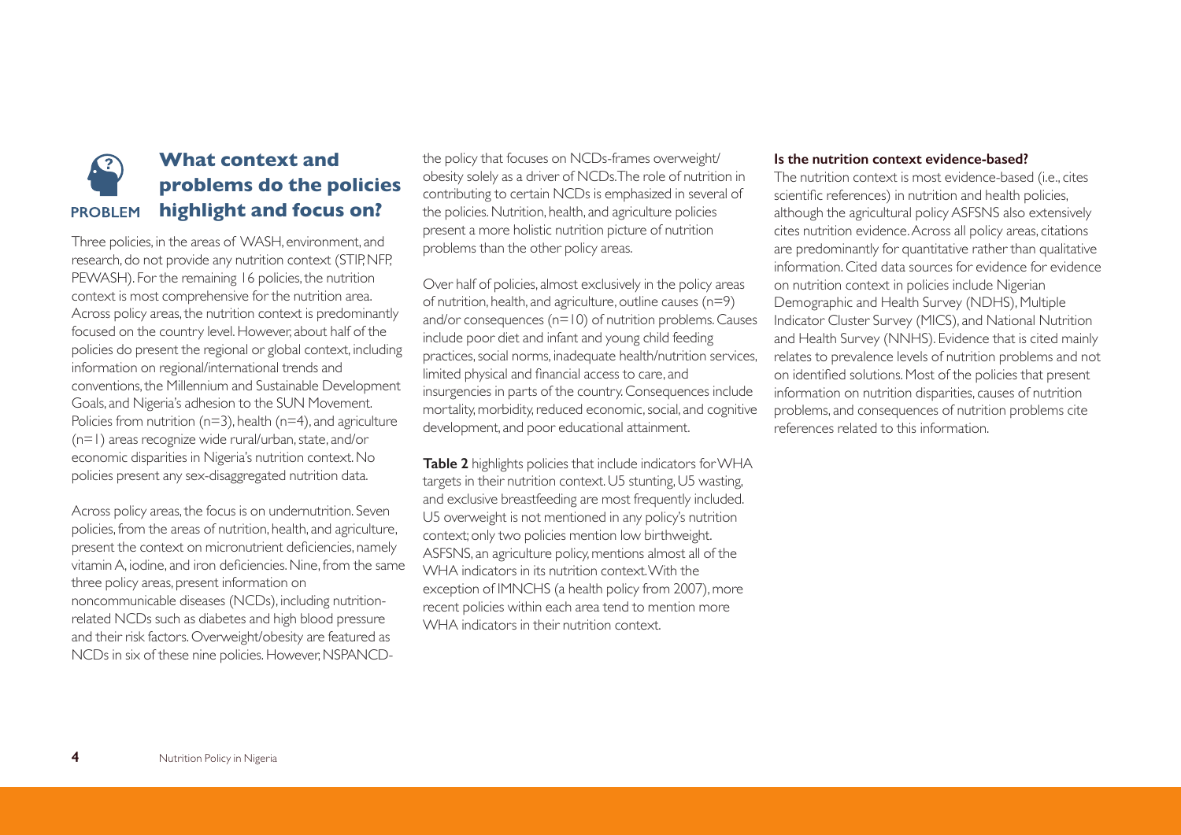## What context and problems do the policies highlight and focus on?

PROBLEM

Three policies, in the areas of WASH, environment, and research, do not provide any nutrition context (STIP, NFP, PEWASH). For the remaining 16 policies, the nutrition context is most comprehensive for the nutrition area. Across policy areas, the nutrition context is predominantly focused on the country level. However, about half of the policies do present the regional or global context, including information on regional/international trends and conventions, the Millennium and Sustainable Development Goals, and Nigeria's adhesion to the SUN Movement. Policies from nutrition (n=3), health (n=4), and agriculture (n=1) areas recognize wide rural/urban, state, and/or economic disparities in Nigeria's nutrition context. No policies present any sex-disaggregated nutrition data.

Across policy areas, the focus is on undernutrition. Seven policies, from the areas of nutrition, health, and agriculture, present the context on micronutrient deficiencies, namely vitamin A, iodine, and iron deficiencies. Nine, from the same three policy areas, present information on noncommunicable diseases (NCDs), including nutrition-related NCDs such as diabetes and high blood pressure and their risk factors. Overweight/obesity are featured as NCDs in six of these nine policies. However, NSPANCD-the policy that focuses on NCDs-frames overweight/obesity solely as a driver of NCDs. The role of nutrition in contributing to certain NCDs is emphasized in several of the policies. Nutrition, health, and agriculture policies present a more holistic nutrition picture of nutrition problems than the other policy areas.

Over half of policies, almost exclusively in the policy areas of nutrition, health, and agriculture, outline causes (n=9) and/or consequences (n=10) of nutrition problems. Causes include poor diet and infant and young child feeding practices, social norms, inadequate health/nutrition services, limited physical and financial access to care, and insurgencies in parts of the country. Consequences include mortality, morbidity, reduced economic, social, and cognitive development, and poor educational attainment.

**Table 2** highlights policies that include indicators for WHA targets in their nutrition context. U5 stunting, U5 wasting, and exclusive breastfeeding are most frequently included. U5 overweight is not mentioned in any policy's nutrition context; only two policies mention low birthweight. ASFSNS, an agriculture policy, mentions almost all of the WHA indicators in its nutrition context. With the exception of IMNCHS (a health policy from 2007), more recent policies within each area tend to mention more WHA indicators in their nutrition context.

**Is the nutrition context evidence-based?**

The nutrition context is most evidence-based (i.e., cites scientific references) in nutrition and health policies, although the agricultural policy ASFSNS also extensively cites nutrition evidence. Across all policy areas, citations are predominantly for quantitative rather than qualitative information. Cited data sources for evidence for evidence on nutrition context in policies include Nigerian Demographic and Health Survey (NDHS), Multiple Indicator Cluster Survey (MICS), and National Nutrition and Health Survey (NNHS). Evidence that is cited mainly relates to prevalence levels of nutrition problems and not on identified solutions. Most of the policies that present information on nutrition disparities, causes of nutrition problems, and consequences of nutrition problems cite references related to this information.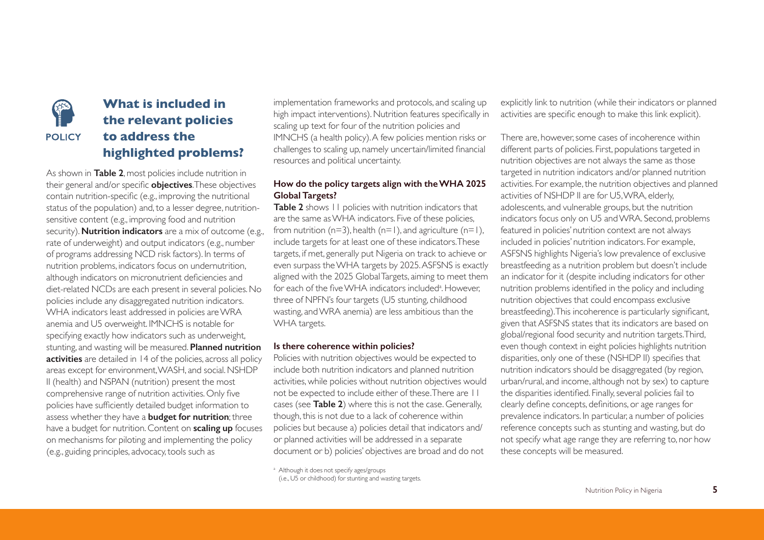## What is included in the relevant policies to address the highlighted problems?

As shown in **Table 2**, most policies include nutrition in their general and/or specific **objectives**. These objectives contain nutrition-specific (e.g., improving the nutritional status of the population) and, to a lesser degree, nutrition-sensitive content (e.g., improving food and nutrition security). **Nutrition indicators** are a mix of outcome (e.g., rate of underweight) and output indicators (e.g., number of programs addressing NCD risk factors). In terms of nutrition problems, indicators focus on undernutrition, although indicators on micronutrient deficiencies and diet-related NCDs are each present in several policies. No policies include any disaggregated nutrition indicators. WHA indicators least addressed in policies are WRA anemia and U5 overweight. IMNCHS is notable for specifying exactly how indicators such as underweight, stunting, and wasting will be measured. **Planned nutrition activities** are detailed in 14 of the policies, across all policy areas except for environment, WASH, and social. NSHDP II (health) and NSPAN (nutrition) present the most comprehensive range of nutrition activities. Only five policies have sufficiently detailed budget information to assess whether they have a **budget for nutrition**; three have a budget for nutrition. Content on **scaling up** focuses on mechanisms for piloting and implementing the policy (e.g., guiding principles, advocacy, tools such as implementation frameworks and protocols, and scaling up high impact interventions). Nutrition features specifically in scaling up text for four of the nutrition policies and IMNCHS (a health policy). A few policies mention risks or challenges to scaling up, namely uncertain/limited financial resources and political uncertainty.

### How do the policy targets align with the WHA 2025 Global Targets?

**Table 2** shows 11 policies with nutrition indicators that are the same as WHA indicators. Five of these policies, from nutrition (n=3), health (n=1), and agriculture (n=1), include targets for at least one of these indicators. These targets, if met, generally put Nigeria on track to achieve or even surpass the WHA targets by 2025. ASFSNS is exactly aligned with the 2025 Global Targets, aiming to meet them for each of the five WHA indicators included[a]. However, three of NPFN's four targets (U5 stunting, childhood wasting, and WRA anemia) are less ambitious than the WHA targets.

### Is there coherence within policies?

Policies with nutrition objectives would be expected to include both nutrition indicators and planned nutrition activities, while policies without nutrition objectives would not be expected to include either of these. There are 11 cases (see **Table 2**) where this is not the case. Generally, though, this is not due to a lack of coherence within policies but because a) policies detail that indicators and/or planned activities will be addressed in a separate document or b) policies' objectives are broad and do not explicitly link to nutrition (while their indicators or planned activities are specific enough to make this link explicit).

There are, however, some cases of incoherence within different parts of policies. First, populations targeted in nutrition objectives are not always the same as those targeted in nutrition indicators and/or planned nutrition activities. For example, the nutrition objectives and planned activities of NSHDP II are for U5, WRA, elderly, adolescents, and vulnerable groups, but the nutrition indicators focus only on U5 and WRA. Second, problems featured in policies' nutrition context are not always included in policies' nutrition indicators. For example, ASFSNS highlights Nigeria's low prevalence of exclusive breastfeeding as a nutrition problem but doesn't include an indicator for it (despite including indicators for other nutrition problems identified in the policy and including nutrition objectives that could encompass exclusive breastfeeding). This incoherence is particularly significant, given that ASFSNS states that its indicators are based on global/regional food security and nutrition targets. Third, even though context in eight policies highlights nutrition disparities, only one of these (NSHDP II) specifies that nutrition indicators should be disaggregated (by region, urban/rural, and income, although not by sex) to capture the disparities identified. Finally, several policies fail to clearly define concepts, definitions, or age ranges for prevalence indicators. In particular, a number of policies reference concepts such as stunting and wasting, but do not specify what age range they are referring to, nor how these concepts will be measured.

[a] Although it does not specify ages/groups (i.e., U5 or childhood) for stunting and wasting targets.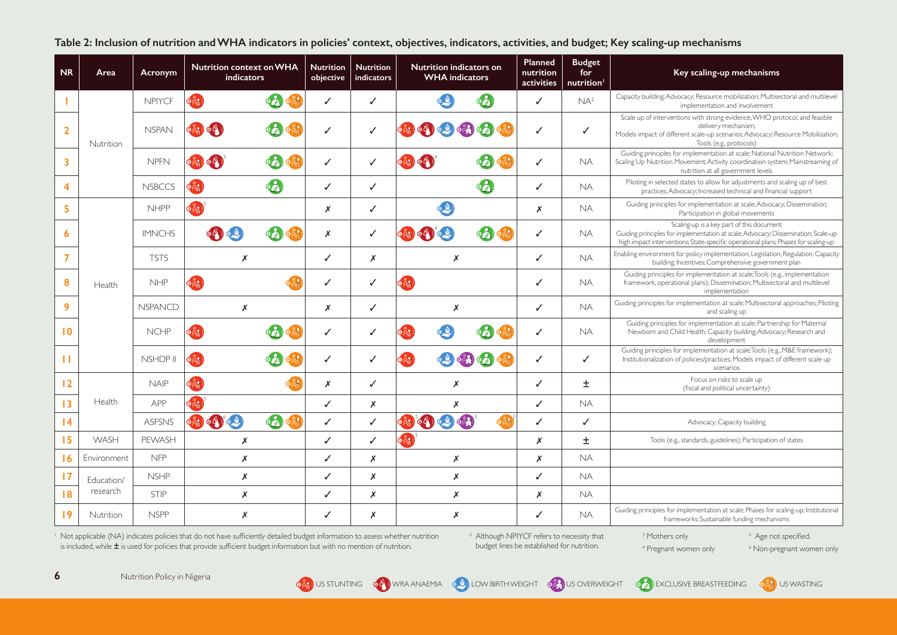**Table 2: Inclusion of nutrition and WHA indicators in policies' context, objectives, indicators, activities, and budget; Key scaling-up mechanisms**

| NR | Area | Acronym | Nutrition context on WHA indicators | Nutrition objective | Nutrition indicators | Nutrition indicators on WHA indicators | Planned nutrition activities | Budget for nutrition[1] | Key scaling-up mechanisms |
|---|---|---|---|---|---|---|---|---|---|
| 1 | Nutrition | NPIYCF | U5 Stunting; Exclusive Breastfeeding; U5 Wasting | ✓ | ✓ | Low Birthweight; Exclusive Breastfeeding | ✓ | NA[2] | Capacity building; Advocacy; Resource mobilization; Multisectoral and multilevel implementation and involvement |
| 2 | | NSPAN | U5 Stunting; WRA Anaemia; Exclusive Breastfeeding; U5 Wasting | ✓ | ✓ | U5 Stunting; WRA Anaemia; Low Birthweight; U5 Overweight; Exclusive Breastfeeding; U5 Wasting | ✓ | ✓ | Scale up of interventions with strong evidence, WHO protocol, and feasible delivery mechanism; Models impact of different scale-up scenarios; Advocacy; Resource Mobilization; Tools (e.g., protocols) |
| 3 | | NPFN | U5 Stunting; WRA Anaemia[3]; Exclusive Breastfeeding; U5 Wasting | ✓ | ✓ | U5 Stunting; WRA Anaemia[4]; Exclusive Breastfeeding; U5 Wasting | ✓ | NA | Guiding principles for implementation at scale; National Nutrition Network; Scaling Up Nutrition Movement; Activity coordination system; Mainstreaming of nutrition at all government levels |
| 4 | | NSBCCS | U5 Stunting; Exclusive Breastfeeding | ✓ | ✓ | Exclusive Breastfeeding | ✓ | NA | Piloting in selected states to allow for adjustments and scaling up of best practices; Advocacy; Increased technical and financial support |
| 5 | Health | NHPP | U5 Stunting[5] | ✗ | ✓ | Low Birthweight | ✗ | NA | Guiding principles for implementation at scale; Advocacy; Dissemination; Participation in global movements |
| 6 | | IMNCHS | WRA Anaemia; Low Birthweight; Exclusive Breastfeeding; U5 Wasting | ✗ | ✓ | U5 Stunting; WRA Anaemia[4]; Low Birthweight; Exclusive Breastfeeding; U5 Wasting | ✓ | NA | Scaling-up is a key part of this document; Guiding principles for implementation at scale; Advocacy; Dissemination; Scale-up high impact interventions; State-specific operational plans; Phases for scaling-up |
| 7 | | TSTS | ✗ | ✓ | ✗ | ✗ | ✓ | NA | Enabling environment for policy implementation; Legislation; Regulation; Capacity building; Incentives; Comprehensive government plan |
| 8 | | NHP | U5 Stunting; U5 Wasting | ✓ | ✓ | U5 Stunting | ✓ | NA | Guiding principles for implementation at scale; Tools (e.g., implementation framework, operational plans); Dissemination; Multisectoral and multilevel implementation |
| 9 | | NSPANCD | ✗ | ✗ | ✓ | ✗ | ✓ | NA | Guiding principles for implementation at scale; Multisectoral approaches; Piloting and scaling up |
| 10 | | NCHP | U5 Stunting; Exclusive Breastfeeding; U5 Wasting | ✓ | ✓ | U5 Stunting; Low Birthweight; Exclusive Breastfeeding; U5 Wasting | ✓ | NA | Guiding principles for implementation at scale; Partnership for Maternal Newborn and Child Health; Capacity building; Advocacy; Research and development |
| 11 | | NSHDP II | U5 Stunting; Exclusive Breastfeeding; U5 Wasting | ✓ | ✓ | U5 Stunting; Low Birthweight; U5 Overweight; Exclusive Breastfeeding; U5 Wasting | ✓ | ✓ | Guiding principles for implementation at scale; Tools (e.g., M&E framework); Institutionalization of policies/practices; Models impact of different scale up scenarios |
| 12 | Health | NAIP | U5 Stunting; U5 Wasting | ✗ | ✓ | ✗ | ✓ | ± | Focus on risks to scale up (fiscal and political uncertainty) |
| 13 | | APP | U5 Stunting[5] | ✓ | ✗ | ✗ | ✓ | NA | |
| 14 | | ASFSNS | U5 Stunting; WRA Anaemia[6]; Low Birthweight; Exclusive Breastfeeding; U5 Wasting | ✓ | ✓ | U5 Stunting[5]; WRA Anaemia; Low Birthweight; U5 Overweight[5]; U5 Wasting[5] | ✓ | ✓ | Advocacy; Capacity building |
| 15 | WASH | PEWASH | ✗ | ✓ | ✓ | U5 Stunting[5] | ✗ | ± | Tools (e.g., standards, guidelines); Participation of states |
| 16 | Environment | NFP | ✗ | ✓ | ✗ | ✗ | ✗ | NA | |
| 17 | Education/research | NSHP | ✗ | ✓ | ✗ | ✗ | ✓ | NA | |
| 18 | | STIP | ✗ | ✓ | ✗ | ✗ | ✗ | NA | |
| 19 | Nutrition | NSPP | ✗ | ✓ | ✗ | ✗ | ✓ | NA | Guiding principles for implementation at scale; Phases for scaling-up; Institutional frameworks; Sustainable funding mechanisms |

[1] Not applicable (NA) indicates policies that do not have sufficiently detailed budget information to assess whether nutrition is included, while ± is used for policies that provide sufficient budget information but with no mention of nutrition.

[2] Although NPIYCF refers to necessity that budget lines be established for nutrition.

[3] Mothers only

[4] Pregnant women only

[5] Age not specified.

[6] Non-pregnant women only

Legend: U5 STUNTING; WRA ANAEMIA; LOW BIRTHWEIGHT; U5 OVERWEIGHT; EXCLUSIVE BREASTFEEDING; U5 WASTING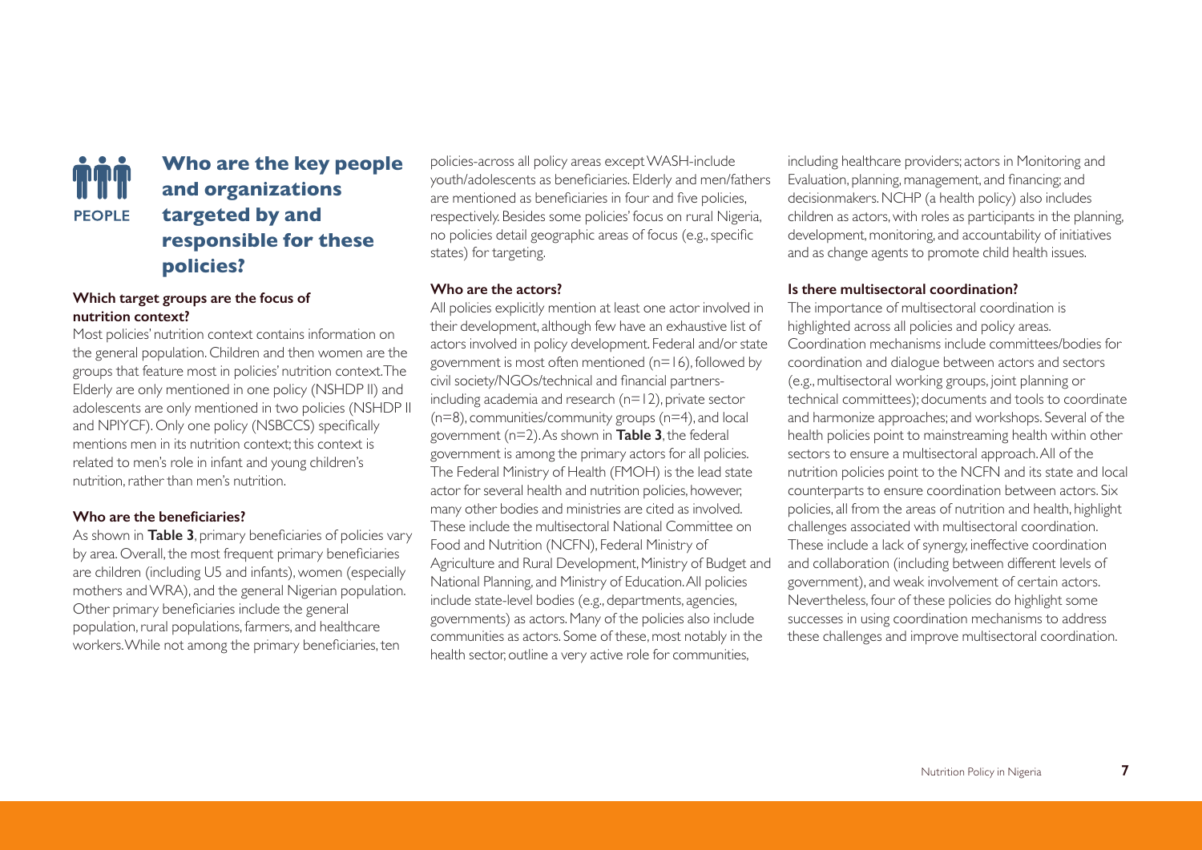## Who are the key people and organizations targeted by and responsible for these policies?

### Which target groups are the focus of nutrition context?

Most policies' nutrition context contains information on the general population. Children and then women are the groups that feature most in policies' nutrition context. The Elderly are only mentioned in one policy (NSHDP II) and adolescents are only mentioned in two policies (NSHDP II and NPIYCF). Only one policy (NSBCCS) specifically mentions men in its nutrition context; this context is related to men's role in infant and young children's nutrition, rather than men's nutrition.

### Who are the beneficiaries?

As shown in **Table 3**, primary beneficiaries of policies vary by area. Overall, the most frequent primary beneficiaries are children (including U5 and infants), women (especially mothers and WRA), and the general Nigerian population. Other primary beneficiaries include the general population, rural populations, farmers, and healthcare workers. While not among the primary beneficiaries, ten policies-across all policy areas except WASH-include youth/adolescents as beneficiaries. Elderly and men/fathers are mentioned as beneficiaries in four and five policies, respectively. Besides some policies' focus on rural Nigeria, no policies detail geographic areas of focus (e.g., specific states) for targeting.

### Who are the actors?

All policies explicitly mention at least one actor involved in their development, although few have an exhaustive list of actors involved in policy development. Federal and/or state government is most often mentioned (n=16), followed by civil society/NGOs/technical and financial partners-including academia and research (n=12), private sector (n=8), communities/community groups (n=4), and local government (n=2). As shown in **Table 3**, the federal government is among the primary actors for all policies. The Federal Ministry of Health (FMOH) is the lead state actor for several health and nutrition policies, however, many other bodies and ministries are cited as involved. These include the multisectoral National Committee on Food and Nutrition (NCFN), Federal Ministry of Agriculture and Rural Development, Ministry of Budget and National Planning, and Ministry of Education. All policies include state-level bodies (e.g., departments, agencies, governments) as actors. Many of the policies also include communities as actors. Some of these, most notably in the health sector, outline a very active role for communities, including healthcare providers; actors in Monitoring and Evaluation, planning, management, and financing; and decisionmakers. NCHP (a health policy) also includes children as actors, with roles as participants in the planning, development, monitoring, and accountability of initiatives and as change agents to promote child health issues.

### Is there multisectoral coordination?

The importance of multisectoral coordination is highlighted across all policies and policy areas. Coordination mechanisms include committees/bodies for coordination and dialogue between actors and sectors (e.g., multisectoral working groups, joint planning or technical committees); documents and tools to coordinate and harmonize approaches; and workshops. Several of the health policies point to mainstreaming health within other sectors to ensure a multisectoral approach. All of the nutrition policies point to the NCFN and its state and local counterparts to ensure coordination between actors. Six policies, all from the areas of nutrition and health, highlight challenges associated with multisectoral coordination. These include a lack of synergy, ineffective coordination and collaboration (including between different levels of government), and weak involvement of certain actors. Nevertheless, four of these policies do highlight some successes in using coordination mechanisms to address these challenges and improve multisectoral coordination.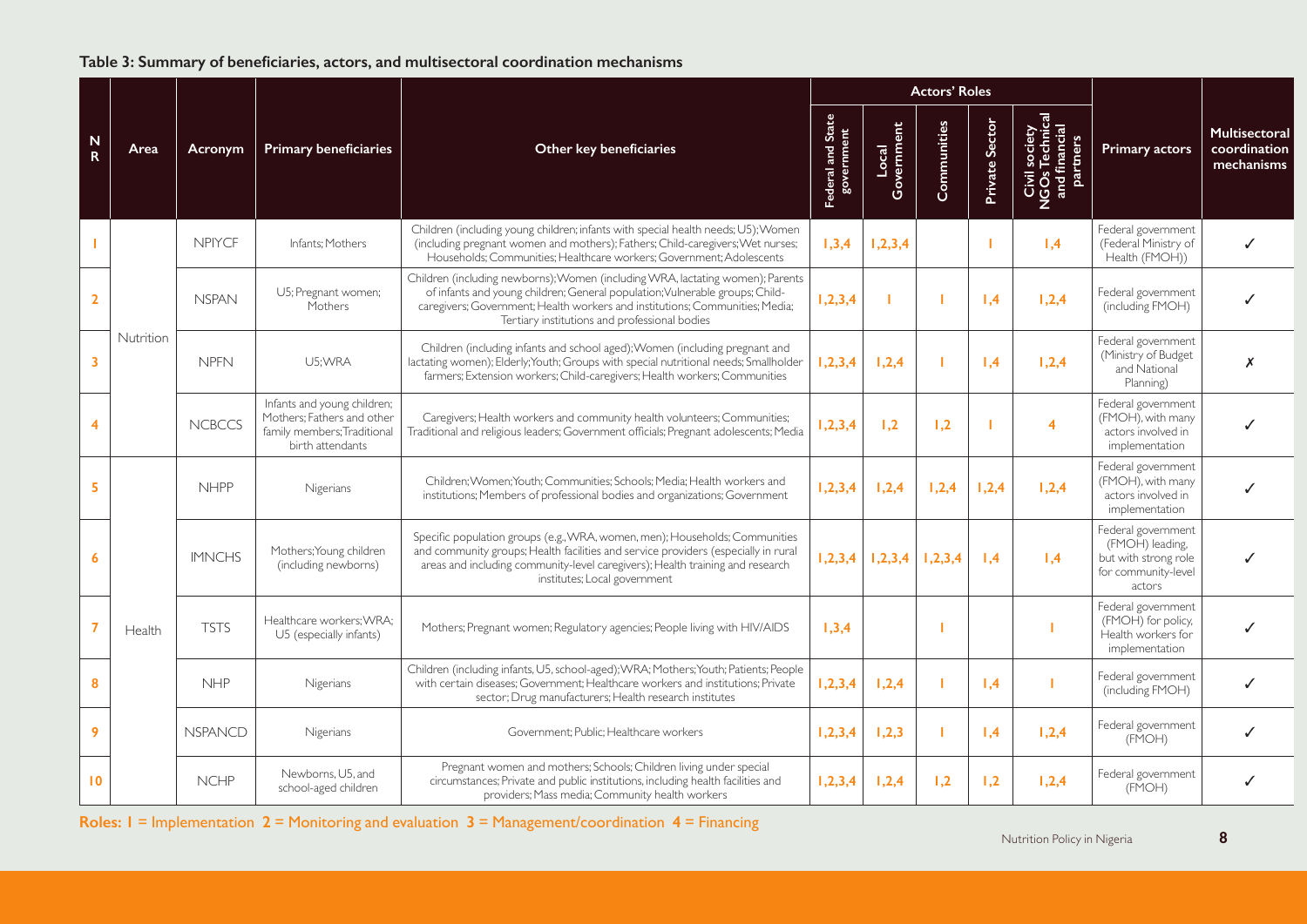### Table 3: Summary of beneficiaries, actors, and multisectoral coordination mechanisms

| NR | Area | Acronym | Primary beneficiaries | Other key beneficiaries | Actors' Roles | | | | | Primary actors | Multisectoral coordination mechanisms |
|---|---|---|---|---|---|---|---|---|---|---|---|
| | | | | | Federal and State government | Local Government | Communities | Private Sector | Civil society NGOs Technical and financial partners | | |
| 1 | Nutrition | NPIYCF | Infants; Mothers | Children (including young children; infants with special health needs; U5); Women (including pregnant women and mothers); Fathers; Child-caregivers; Wet nurses; Households; Communities; Healthcare workers; Government; Adolescents | 1,3,4 | 1,2,3,4 | | 1 | 1,4 | Federal government (Federal Ministry of Health (FMOH)) | ✓ |
| 2 | | NSPAN | U5; Pregnant women; Mothers | Children (including newborns); Women (including WRA, lactating women); Parents of infants and young children; General population; Vulnerable groups; Child-caregivers; Government; Health workers and institutions; Communities; Media; Tertiary institutions and professional bodies | 1,2,3,4 | 1 | 1 | 1,4 | 1,2,4 | Federal government (including FMOH) | ✓ |
| 3 | | NPFN | U5; WRA | Children (including infants and school aged); Women (including pregnant and lactating women); Elderly; Youth; Groups with special nutritional needs; Smallholder farmers; Extension workers; Child-caregivers; Health workers; Communities | 1,2,3,4 | 1,2,4 | 1 | 1,4 | 1,2,4 | Federal government (Ministry of Budget and National Planning) | ✗ |
| 4 | | NCBCCS | Infants and young children; Mothers; Fathers and other family members; Traditional birth attendants | Caregivers; Health workers and community health volunteers; Communities; Traditional and religious leaders; Government officials; Pregnant adolescents; Media | 1,2,3,4 | 1,2 | 1,2 | 1 | 4 | Federal government (FMOH), with many actors involved in implementation | ✓ |
| 5 | Health | NHPP | Nigerians | Children; Women; Youth; Communities; Schools; Media; Health workers and institutions; Members of professional bodies and organizations; Government | 1,2,3,4 | 1,2,4 | 1,2,4 | 1,2,4 | 1,2,4 | Federal government (FMOH), with many actors involved in implementation | ✓ |
| 6 | | IMNCHS | Mothers; Young children (including newborns) | Specific population groups (e.g., WRA, women, men); Households; Communities and community groups; Health facilities and service providers (especially in rural areas and including community-level caregivers); Health training and research institutes; Local government | 1,2,3,4 | 1,2,3,4 | 1,2,3,4 | 1,4 | 1,4 | Federal government (FMOH) leading, but with strong role for community-level actors | ✓ |
| 7 | | TSTS | Healthcare workers; WRA; U5 (especially infants) | Mothers; Pregnant women; Regulatory agencies; People living with HIV/AIDS | 1,3,4 | | 1 | | 1 | Federal government (FMOH) for policy, Health workers for implementation | ✓ |
| 8 | | NHP | Nigerians | Children (including infants, U5, school-aged); WRA; Mothers; Youth; Patients; People with certain diseases; Government; Healthcare workers and institutions; Private sector; Drug manufacturers; Health research institutes | 1,2,3,4 | 1,2,4 | 1 | 1,4 | 1 | Federal government (including FMOH) | ✓ |
| 9 | | NSPANCD | Nigerians | Government; Public; Healthcare workers | 1,2,3,4 | 1,2,3 | 1 | 1,4 | 1,2,4 | Federal government (FMOH) | ✓ |
| 10 | | NCHP | Newborns, U5, and school-aged children | Pregnant women and mothers; Schools; Children living under special circumstances; Private and public institutions, including health facilities and providers; Mass media; Community health workers | 1,2,3,4 | 1,2,4 | 1,2 | 1,2 | 1,2,4 | Federal government (FMOH) | ✓ |

**Roles:** 1 = Implementation 2 = Monitoring and evaluation 3 = Management/coordination 4 = Financing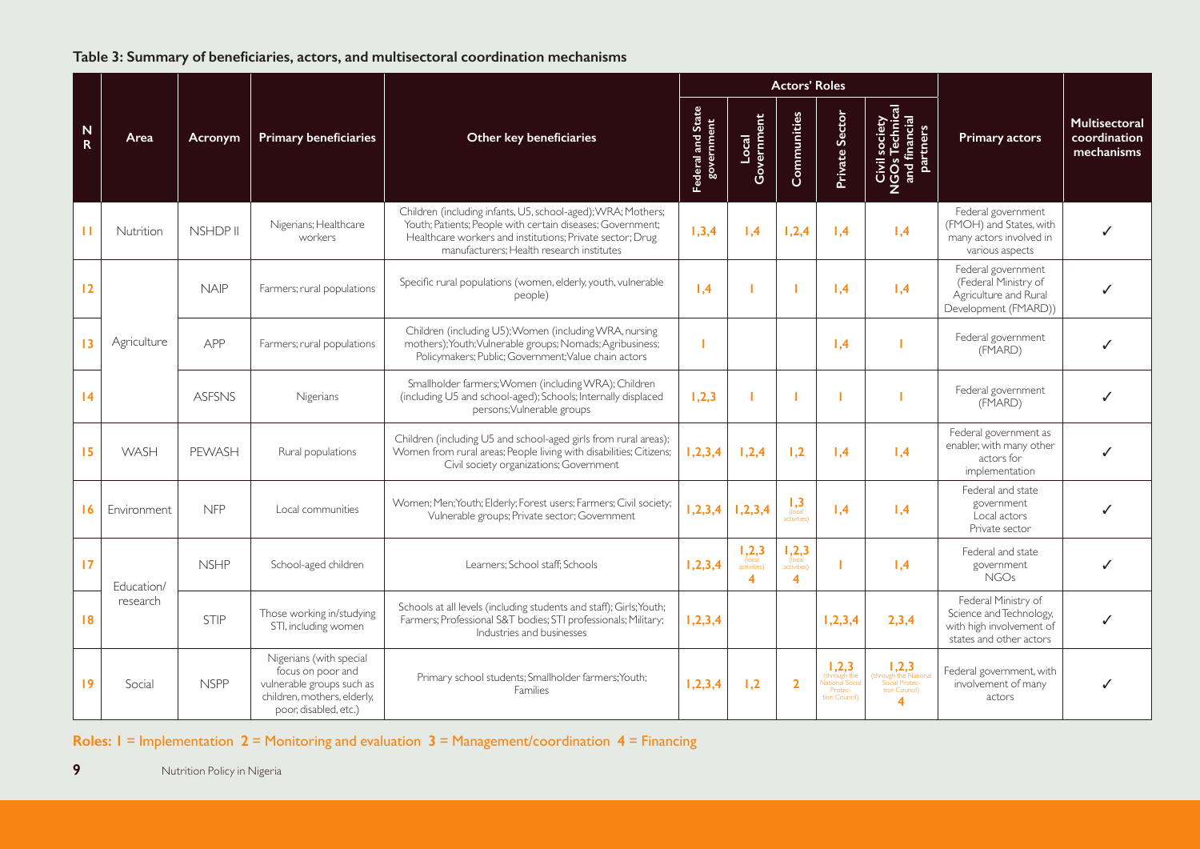**Table 3: Summary of beneficiaries, actors, and multisectoral coordination mechanisms**

| NR | Area | Acronym | Primary beneficiaries | Other key beneficiaries | Actors' Roles | | | | | Primary actors | Multisectoral coordination mechanisms |
|---|---|---|---|---|---|---|---|---|---|---|---|
| | | | | | Federal and State government | Local Government | Communities | Private Sector | Civil society NGOs Technical and financial partners | | |
| 11 | Nutrition | NSHDP II | Nigerians; Healthcare workers | Children (including infants, U5, school-aged); WRA; Mothers; Youth; Patients; People with certain diseases; Government; Healthcare workers and institutions; Private sector; Drug manufacturers; Health research institutes | 1,3,4 | 1,4 | 1,2,4 | 1,4 | 1,4 | Federal government (FMOH) and States, with many actors involved in various aspects | ✓ |
| 12 | Agriculture | NAIP | Farmers; rural populations | Specific rural populations (women, elderly, youth, vulnerable people) | 1,4 | 1 | 1 | 1,4 | 1,4 | Federal government (Federal Ministry of Agriculture and Rural Development (FMARD)) | ✓ |
| 13 | | APP | Farmers; rural populations | Children (including U5); Women (including WRA, nursing mothers); Youth; Vulnerable groups; Nomads; Agribusiness; Policymakers; Public; Government; Value chain actors | 1 | | | 1,4 | 1 | Federal government (FMARD) | ✓ |
| 14 | | ASFSNS | Nigerians | Smallholder farmers; Women (including WRA); Children (including U5 and school-aged); Schools; Internally displaced persons; Vulnerable groups | 1,2,3 | 1 | 1 | 1 | 1 | Federal government (FMARD) | ✓ |
| 15 | WASH | PEWASH | Rural populations | Children (including U5 and school-aged girls from rural areas); Women from rural areas; People living with disabilities; Citizens; Civil society organizations; Government | 1,2,3,4 | 1,2,4 | 1,2 | 1,4 | 1,4 | Federal government as enabler, with many other actors for implementation | ✓ |
| 16 | Environment | NFP | Local communities | Women; Men; Youth; Elderly; Forest users; Farmers; Civil society; Vulnerable groups; Private sector; Government | 1,2,3,4 | 1,2,3,4 | 1,3 (local activities) | 1,4 | 1,4 | Federal and state government Local actors Private sector | ✓ |
| 17 | Education/ research | NSHP | School-aged children | Learners; School staff; Schools | 1,2,3,4 | 1,2,3 (local activities) 4 | 1,2,3 (local activities) 4 | 1 | 1,4 | Federal and state government NGOs | ✓ |
| 18 | | STIP | Those working in/studying STI, including women | Schools at all levels (including students and staff); Girls; Youth; Farmers; Professional S&T bodies; STI professionals; Military; Industries and businesses | 1,2,3,4 | | | 1,2,3,4 | 2,3,4 | Federal Ministry of Science and Technology, with high involvement of states and other actors | ✓ |
| 19 | Social | NSPP | Nigerians (with special focus on poor and vulnerable groups such as children, mothers, elderly, poor, disabled, etc.) | Primary school students; Smallholder farmers; Youth; Families | 1,2,3,4 | 1,2 | 2 | 1,2,3 (through the National Social Protection Council) | 1,2,3 (through the National Social Protection Council) 4 | Federal government, with involvement of many actors | ✓ |

**Roles:** 1 = Implementation 2 = Monitoring and evaluation 3 = Management/coordination 4 = Financing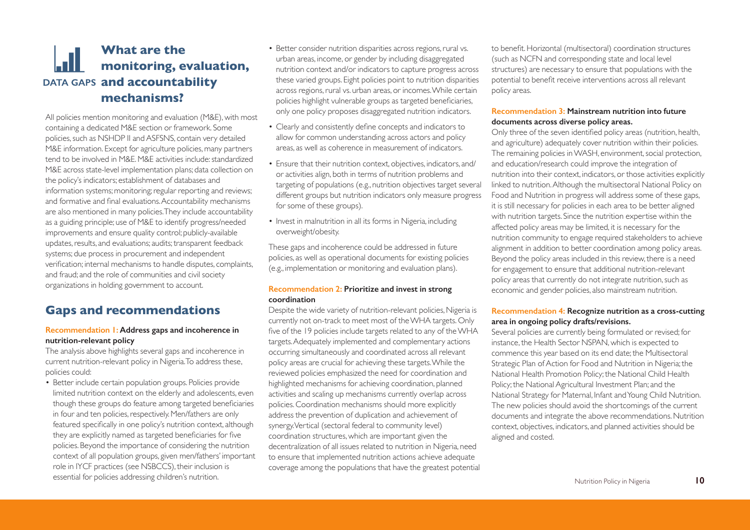## What are the monitoring, evaluation, and accountability mechanisms?

DATA GAPS

All policies mention monitoring and evaluation (M&E), with most containing a dedicated M&E section or framework. Some policies, such as NSHDP II and ASFSNS, contain very detailed M&E information. Except for agriculture policies, many partners tend to be involved in M&E. M&E activities include: standardized M&E across state-level implementation plans; data collection on the policy's indicators; establishment of databases and information systems; monitoring; regular reporting and reviews; and formative and final evaluations. Accountability mechanisms are also mentioned in many policies. They include accountability as a guiding principle; use of M&E to identify progress/needed improvements and ensure quality control; publicly-available updates, results, and evaluations; audits; transparent feedback systems; due process in procurement and independent verification; internal mechanisms to handle disputes, complaints, and fraud; and the role of communities and civil society organizations in holding government to account.

## Gaps and recommendations

### Recommendation 1: Address gaps and incoherence in nutrition-relevant policy

The analysis above highlights several gaps and incoherence in current nutrition-relevant policy in Nigeria. To address these, policies could:

- Better include certain population groups. Policies provide limited nutrition context on the elderly and adolescents, even though these groups do feature among targeted beneficiaries in four and ten policies, respectively. Men/fathers are only featured specifically in one policy's nutrition context, although they are explicitly named as targeted beneficiaries for five policies. Beyond the importance of considering the nutrition context of all population groups, given men/fathers' important role in IYCF practices (see NSBCCS), their inclusion is essential for policies addressing children's nutrition.
- Better consider nutrition disparities across regions, rural vs. urban areas, income, or gender by including disaggregated nutrition context and/or indicators to capture progress across these varied groups. Eight policies point to nutrition disparities across regions, rural vs. urban areas, or incomes. While certain policies highlight vulnerable groups as targeted beneficiaries, only one policy proposes disaggregated nutrition indicators.
- Clearly and consistently define concepts and indicators to allow for common understanding across actors and policy areas, as well as coherence in measurement of indicators.
- Ensure that their nutrition context, objectives, indicators, and/or activities align, both in terms of nutrition problems and targeting of populations (e.g., nutrition objectives target several different groups but nutrition indicators only measure progress for some of these groups).
- Invest in malnutrition in all its forms in Nigeria, including overweight/obesity.

These gaps and incoherence could be addressed in future policies, as well as operational documents for existing policies (e.g., implementation or monitoring and evaluation plans).

### Recommendation 2: Prioritize and invest in strong coordination

Despite the wide variety of nutrition-relevant policies, Nigeria is currently not on-track to meet most of the WHA targets. Only five of the 19 policies include targets related to any of the WHA targets. Adequately implemented and complementary actions occurring simultaneously and coordinated across all relevant policy areas are crucial for achieving these targets. While the reviewed policies emphasized the need for coordination and highlighted mechanisms for achieving coordination, planned activities and scaling up mechanisms currently overlap across policies. Coordination mechanisms should more explicitly address the prevention of duplication and achievement of synergy. Vertical (sectoral federal to community level) coordination structures, which are important given the decentralization of all issues related to nutrition in Nigeria, need to ensure that implemented nutrition actions achieve adequate coverage among the populations that have the greatest potential to benefit. Horizontal (multisectoral) coordination structures (such as NCFN and corresponding state and local level structures) are necessary to ensure that populations with the potential to benefit receive interventions across all relevant policy areas.

### Recommendation 3: Mainstream nutrition into future documents across diverse policy areas.

Only three of the seven identified policy areas (nutrition, health, and agriculture) adequately cover nutrition within their policies. The remaining policies in WASH, environment, social protection, and education/research could improve the integration of nutrition into their context, indicators, or those activities explicitly linked to nutrition. Although the multisectoral National Policy on Food and Nutrition in progress will address some of these gaps, it is still necessary for policies in each area to be better aligned with nutrition targets. Since the nutrition expertise within the affected policy areas may be limited, it is necessary for the nutrition community to engage required stakeholders to achieve alignment in addition to better coordination among policy areas. Beyond the policy areas included in this review, there is a need for engagement to ensure that additional nutrition-relevant policy areas that currently do not integrate nutrition, such as economic and gender policies, also mainstream nutrition.

### Recommendation 4: Recognize nutrition as a cross-cutting area in ongoing policy drafts/revisions.

Several policies are currently being formulated or revised; for instance, the Health Sector NSPAN, which is expected to commence this year based on its end date; the Multisectoral Strategic Plan of Action for Food and Nutrition in Nigeria; the National Health Promotion Policy; the National Child Health Policy; the National Agricultural Investment Plan; and the National Strategy for Maternal, Infant and Young Child Nutrition. The new policies should avoid the shortcomings of the current documents and integrate the above recommendations. Nutrition context, objectives, indicators, and planned activities should be aligned and costed.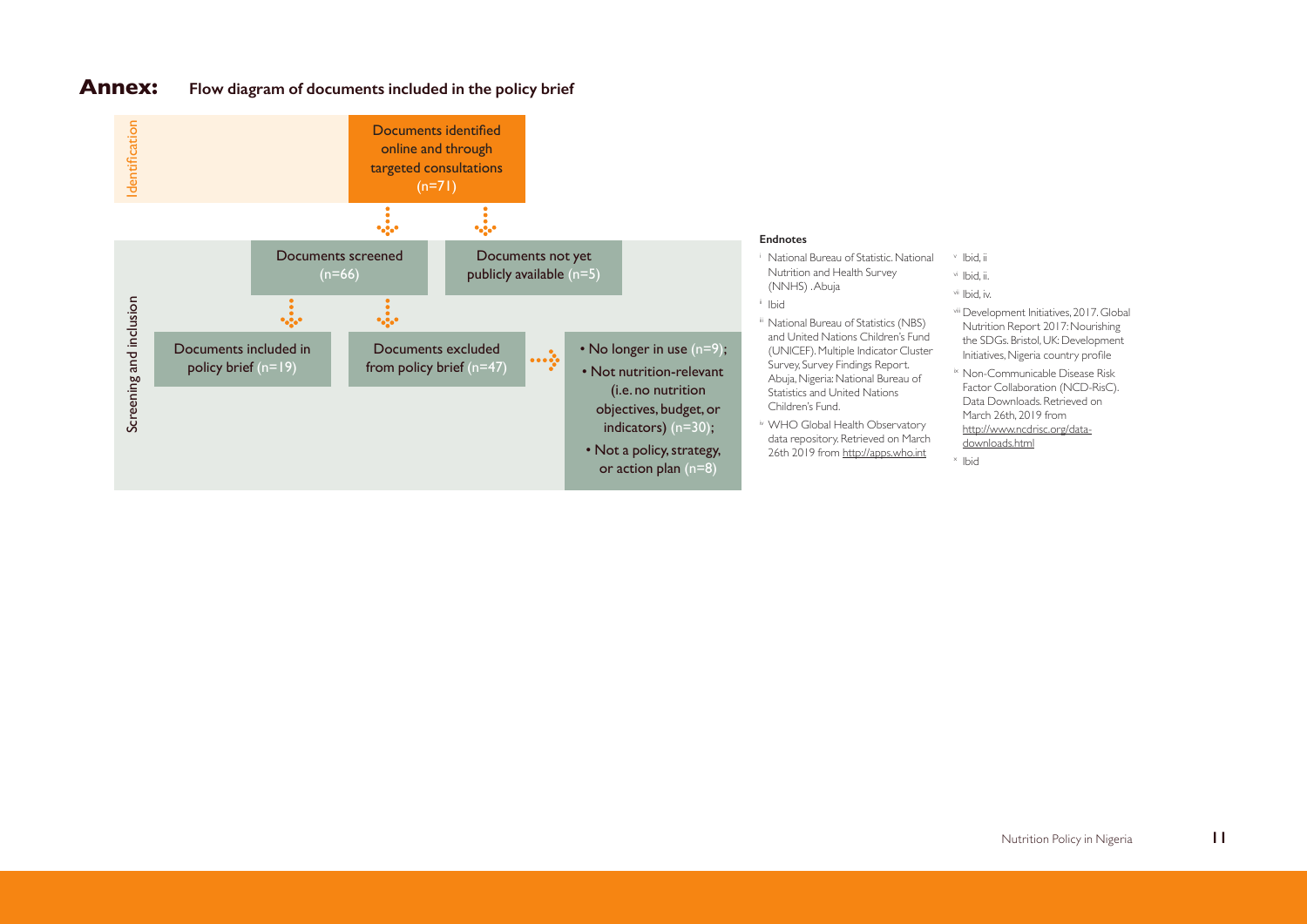## Annex: Flow diagram of documents included in the policy brief

**Identification**

Documents identified online and through targeted consultations (n=71)

**Screening and inclusion**

- Documents screened (n=66)
- Documents not yet publicly available (n=5)

From documents screened:

- Documents included in policy brief (n=19)
- Documents excluded from policy brief (n=47)
  - No longer in use (n=9);
  - Not nutrition-relevant (i.e. no nutrition objectives, budget, or indicators) (n=30);
  - Not a policy, strategy, or action plan (n=8)

### Endnotes

i National Bureau of Statistic. National Nutrition and Health Survey (NNHS) . Abuja

ii Ibid

iii National Bureau of Statistics (NBS) and United Nations Children's Fund (UNICEF). Multiple Indicator Cluster Survey, Survey Findings Report. Abuja, Nigeria: National Bureau of Statistics and United Nations Children's Fund.

iv WHO Global Health Observatory data repository. Retrieved on March 26th 2019 from http://apps.who.int

v Ibid, ii

vi Ibid, ii.

vii Ibid, iv.

viii Development Initiatives, 2017. Global Nutrition Report 2017: Nourishing the SDGs. Bristol, UK: Development Initiatives, Nigeria country profile

ix Non-Communicable Disease Risk Factor Collaboration (NCD-RisC). Data Downloads. Retrieved on March 26th, 2019 from http://www.ncdrisc.org/data-downloads.html

x Ibid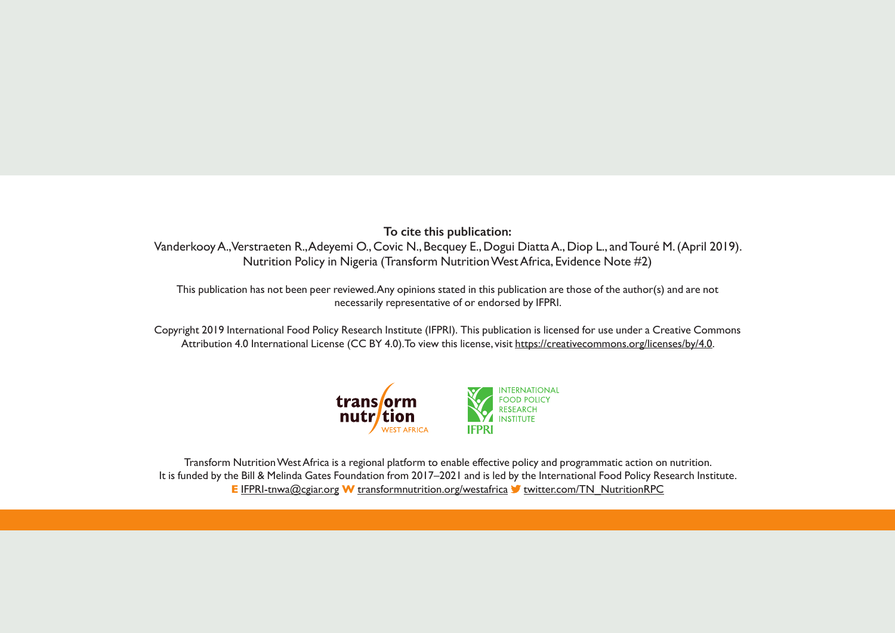**To cite this publication:**

Vanderkooy A., Verstraeten R., Adeyemi O., Covic N., Becquey E., Dogui Diatta A., Diop L., and Touré M. (April 2019). Nutrition Policy in Nigeria (Transform Nutrition West Africa, Evidence Note #2)

This publication has not been peer reviewed. Any opinions stated in this publication are those of the author(s) and are not necessarily representative of or endorsed by IFPRI.

Copyright 2019 International Food Policy Research Institute (IFPRI). This publication is licensed for use under a Creative Commons Attribution 4.0 International License (CC BY 4.0). To view this license, visit https://creativecommons.org/licenses/by/4.0.

transform nutrition WEST AFRICA

INTERNATIONAL FOOD POLICY RESEARCH INSTITUTE IFPRI

Transform Nutrition West Africa is a regional platform to enable effective policy and programmatic action on nutrition. It is funded by the Bill & Melinda Gates Foundation from 2017–2021 and is led by the International Food Policy Research Institute.

**E** IFPRI-tnwa@cgiar.org **W** transformnutrition.org/westafrica twitter.com/TN_NutritionRPC